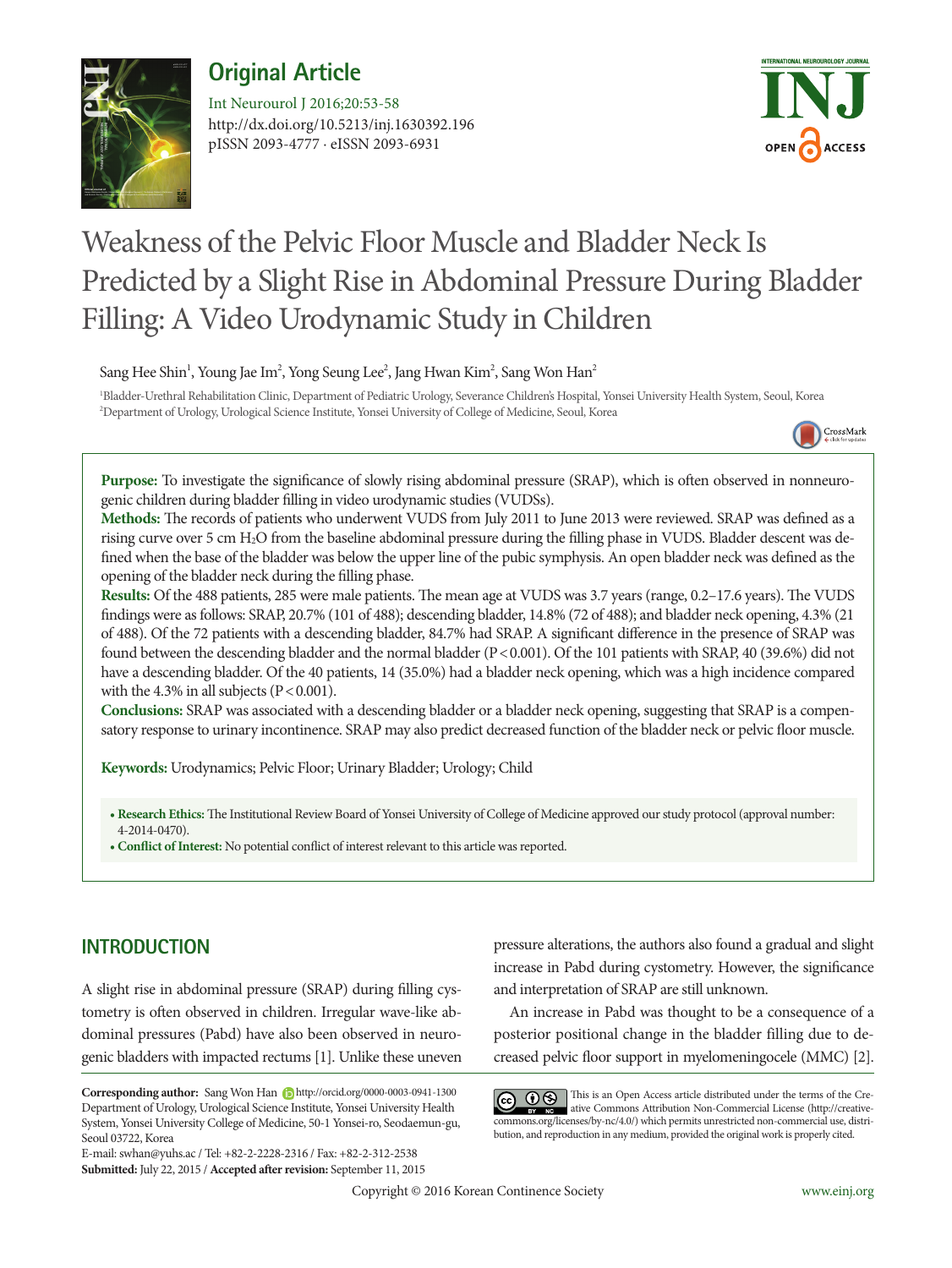## Original Article

http://dx.doi.org/10.5213/inj.1630392.196
pISSN 2093-4777 · eISSN 2093-6931

# Weakness of the Pelvic Floor Muscle and Bladder Neck Is Predicted by a Slight Rise in Abdominal Pressure During Bladder Filling: A Video Urodynamic Study in Children

Sang Hee Shin[1], Young Jae Im[2], Yong Seung Lee[2], Jang Hwan Kim[2], Sang Won Han[2]

[1]Bladder-Urethral Rehabilitation Clinic, Department of Pediatric Urology, Severance Children's Hospital, Yonsei University Health System, Seoul, Korea
[2]Department of Urology, Urological Science Institute, Yonsei University of College of Medicine, Seoul, Korea

**Purpose:** To investigate the significance of slowly rising abdominal pressure (SRAP), which is often observed in nonneurogenic children during bladder filling in video urodynamic studies (VUDSs).

**Methods:** The records of patients who underwent VUDS from July 2011 to June 2013 were reviewed. SRAP was defined as a rising curve over 5 cm $H_2O$ from the baseline abdominal pressure during the filling phase in VUDS. Bladder descent was defined when the base of the bladder was below the upper line of the pubic symphysis. An open bladder neck was defined as the opening of the bladder neck during the filling phase.

**Results:** Of the 488 patients, 285 were male patients. The mean age at VUDS was 3.7 years (range, 0.2–17.6 years). The VUDS findings were as follows: SRAP, 20.7% (101 of 488); descending bladder, 14.8% (72 of 488); and bladder neck opening, 4.3% (21 of 488). Of the 72 patients with a descending bladder, 84.7% had SRAP. A significant difference in the presence of SRAP was found between the descending bladder and the normal bladder ($P<0.001$). Of the 101 patients with SRAP, 40 (39.6%) did not have a descending bladder. Of the 40 patients, 14 (35.0%) had a bladder neck opening, which was a high incidence compared with the 4.3% in all subjects ($P<0.001$).

**Conclusions:** SRAP was associated with a descending bladder or a bladder neck opening, suggesting that SRAP is a compensatory response to urinary incontinence. SRAP may also predict decreased function of the bladder neck or pelvic floor muscle.

**Keywords:** Urodynamics; Pelvic Floor; Urinary Bladder; Urology; Child

- **Research Ethics:** The Institutional Review Board of Yonsei University of College of Medicine approved our study protocol (approval number: 4-2014-0470).
- **Conflict of Interest:** No potential conflict of interest relevant to this article was reported.

## INTRODUCTION

A slight rise in abdominal pressure (SRAP) during filling cystometry is often observed in children. Irregular wave-like abdominal pressures (Pabd) have also been observed in neurogenic bladders with impacted rectums [1]. Unlike these uneven pressure alterations, the authors also found a gradual and slight increase in Pabd during cystometry. However, the significance and interpretation of SRAP are still unknown.

An increase in Pabd was thought to be a consequence of a posterior positional change in the bladder filling due to decreased pelvic floor support in myelomeningocele (MMC) [2].

**Corresponding author:** Sang Won Han http://orcid.org/0000-0003-0941-1300
Department of Urology, Urological Science Institute, Yonsei University Health System, Yonsei University College of Medicine, 50-1 Yonsei-ro, Seodaemun-gu, Seoul 03722, Korea
E-mail: swhan@yuhs.ac / Tel: +82-2-2228-2316 / Fax: +82-2-312-2538
**Submitted:** July 22, 2015 / **Accepted after revision:** September 11, 2015

This is an Open Access article distributed under the terms of the Creative Commons Attribution Non-Commercial License (http://creativecommons.org/licenses/by-nc/4.0/) which permits unrestricted non-commercial use, distribution, and reproduction in any medium, provided the original work is properly cited.

Copyright © 2016 Korean Continence Society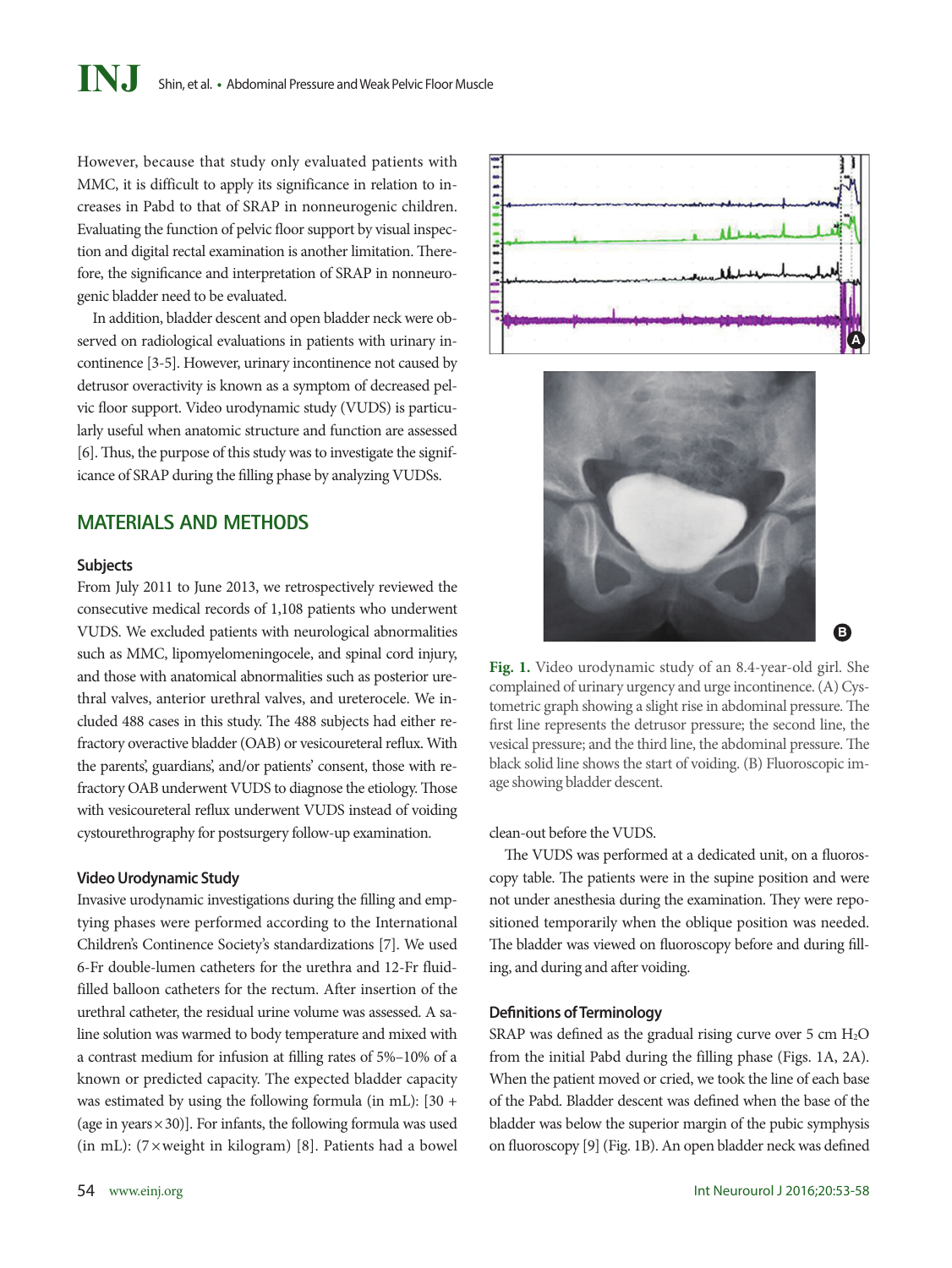However, because that study only evaluated patients with MMC, it is difficult to apply its significance in relation to increases in Pabd to that of SRAP in nonneurogenic children. Evaluating the function of pelvic floor support by visual inspection and digital rectal examination is another limitation. Therefore, the significance and interpretation of SRAP in nonneurogenic bladder need to be evaluated.

In addition, bladder descent and open bladder neck were observed on radiological evaluations in patients with urinary incontinence [3-5]. However, urinary incontinence not caused by detrusor overactivity is known as a symptom of decreased pelvic floor support. Video urodynamic study (VUDS) is particularly useful when anatomic structure and function are assessed [6]. Thus, the purpose of this study was to investigate the significance of SRAP during the filling phase by analyzing VUDSs.

## MATERIALS AND METHODS

### Subjects

From July 2011 to June 2013, we retrospectively reviewed the consecutive medical records of 1,108 patients who underwent VUDS. We excluded patients with neurological abnormalities such as MMC, lipomyelomeningocele, and spinal cord injury, and those with anatomical abnormalities such as posterior urethral valves, anterior urethral valves, and ureterocele. We included 488 cases in this study. The 488 subjects had either refractory overactive bladder (OAB) or vesicoureteral reflux. With the parents', guardians', and/or patients' consent, those with refractory OAB underwent VUDS to diagnose the etiology. Those with vesicoureteral reflux underwent VUDS instead of voiding cystourethrography for postsurgery follow-up examination.

### Video Urodynamic Study

Invasive urodynamic investigations during the filling and emptying phases were performed according to the International Children's Continence Society's standardizations [7]. We used 6-Fr double-lumen catheters for the urethra and 12-Fr fluid-filled balloon catheters for the rectum. After insertion of the urethral catheter, the residual urine volume was assessed. A saline solution was warmed to body temperature and mixed with a contrast medium for infusion at filling rates of 5%–10% of a known or predicted capacity. The expected bladder capacity was estimated by using the following formula (in mL): [30 + (age in years × 30)]. For infants, the following formula was used (in mL): (7 × weight in kilogram) [8]. Patients had a bowel clean-out before the VUDS.

**Fig. 1.** Video urodynamic study of an 8.4-year-old girl. She complained of urinary urgency and urge incontinence. (A) Cystometric graph showing a slight rise in abdominal pressure. The first line represents the detrusor pressure; the second line, the vesical pressure; and the third line, the abdominal pressure. The black solid line shows the start of voiding. (B) Fluoroscopic image showing bladder descent.

The VUDS was performed at a dedicated unit, on a fluoroscopy table. The patients were in the supine position and were not under anesthesia during the examination. They were repositioned temporarily when the oblique position was needed. The bladder was viewed on fluoroscopy before and during filling, and during and after voiding.

### Definitions of Terminology

SRAP was defined as the gradual rising curve over 5 cm $H_2O$ from the initial Pabd during the filling phase (Figs. 1A, 2A). When the patient moved or cried, we took the line of each base of the Pabd. Bladder descent was defined when the base of the bladder was below the superior margin of the pubic symphysis on fluoroscopy [9] (Fig. 1B). An open bladder neck was defined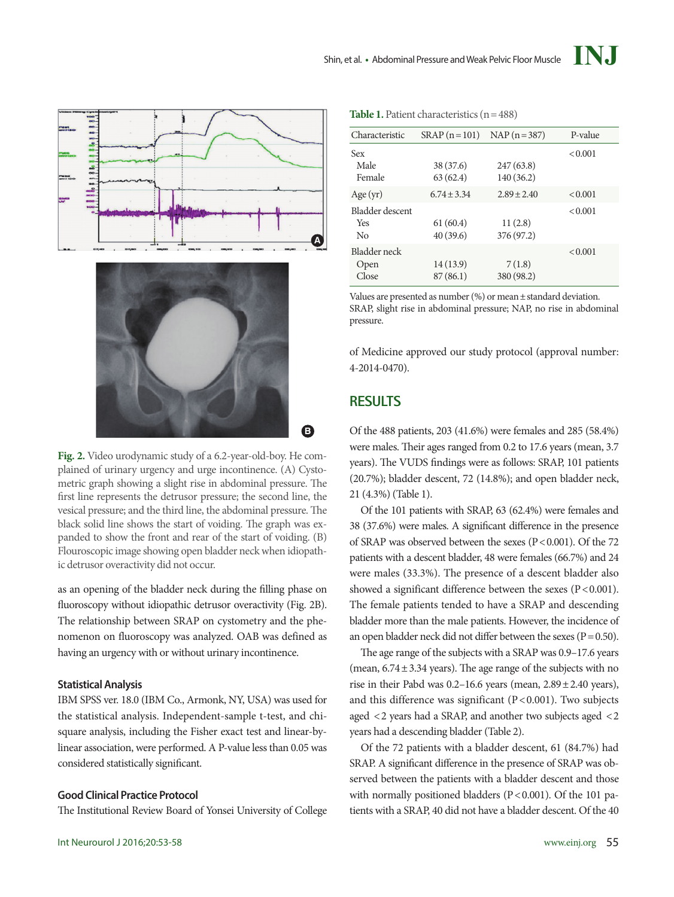Fig. 2. Video urodynamic study of a 6.2-year-old-boy. He complained of urinary urgency and urge incontinence. (A) Cystometric graph showing a slight rise in abdominal pressure. The first line represents the detrusor pressure; the second line, the vesical pressure; and the third line, the abdominal pressure. The black solid line shows the start of voiding. The graph was expanded to show the front and rear of the start of voiding. (B) Flouroscopic image showing open bladder neck when idiopathic detrusor overactivity did not occur.

as an opening of the bladder neck during the filling phase on fluoroscopy without idiopathic detrusor overactivity (Fig. 2B). The relationship between SRAP on cystometry and the phenomenon on fluoroscopy was analyzed. OAB was defined as having an urgency with or without urinary incontinence.

### Statistical Analysis

IBM SPSS ver. 18.0 (IBM Co., Armonk, NY, USA) was used for the statistical analysis. Independent-sample t-test, and chi-square analysis, including the Fisher exact test and linear-by-linear association, were performed. A P-value less than 0.05 was considered statistically significant.

### Good Clinical Practice Protocol

The Institutional Review Board of Yonsei University of College of Medicine approved our study protocol (approval number: 4-2014-0470).

**Table 1.** Patient characteristics (n = 488)

| Characteristic | SRAP (n = 101) | NAP (n = 387) | P-value |
|---|---|---|---|
| Sex | | | < 0.001 |
| Male | 38 (37.6) | 247 (63.8) | |
| Female | 63 (62.4) | 140 (36.2) | |
| Age (yr) | 6.74 ± 3.34 | 2.89 ± 2.40 | < 0.001 |
| Bladder descent | | | < 0.001 |
| Yes | 61 (60.4) | 11 (2.8) | |
| No | 40 (39.6) | 376 (97.2) | |
| Bladder neck | | | < 0.001 |
| Open | 14 (13.9) | 7 (1.8) | |
| Close | 87 (86.1) | 380 (98.2) | |

Values are presented as number (%) or mean ± standard deviation.
SRAP, slight rise in abdominal pressure; NAP, no rise in abdominal pressure.

## RESULTS

Of the 488 patients, 203 (41.6%) were females and 285 (58.4%) were males. Their ages ranged from 0.2 to 17.6 years (mean, 3.7 years). The VUDS findings were as follows: SRAP, 101 patients (20.7%); bladder descent, 72 (14.8%); and open bladder neck, 21 (4.3%) (Table 1).

Of the 101 patients with SRAP, 63 (62.4%) were females and 38 (37.6%) were males. A significant difference in the presence of SRAP was observed between the sexes ($P < 0.001$). Of the 72 patients with a descent bladder, 48 were females (66.7%) and 24 were males (33.3%). The presence of a descent bladder also showed a significant difference between the sexes ($P < 0.001$). The female patients tended to have a SRAP and descending bladder more than the male patients. However, the incidence of an open bladder neck did not differ between the sexes ($P = 0.50$).

The age range of the subjects with a SRAP was 0.9–17.6 years (mean, 6.74 ± 3.34 years). The age range of the subjects with no rise in their Pabd was 0.2–16.6 years (mean, 2.89 ± 2.40 years), and this difference was significant ($P < 0.001$). Two subjects aged < 2 years had a SRAP, and another two subjects aged < 2 years had a descending bladder (Table 2).

Of the 72 patients with a bladder descent, 61 (84.7%) had SRAP. A significant difference in the presence of SRAP was observed between the patients with a bladder descent and those with normally positioned bladders ($P < 0.001$). Of the 101 patients with a SRAP, 40 did not have a bladder descent. Of the 40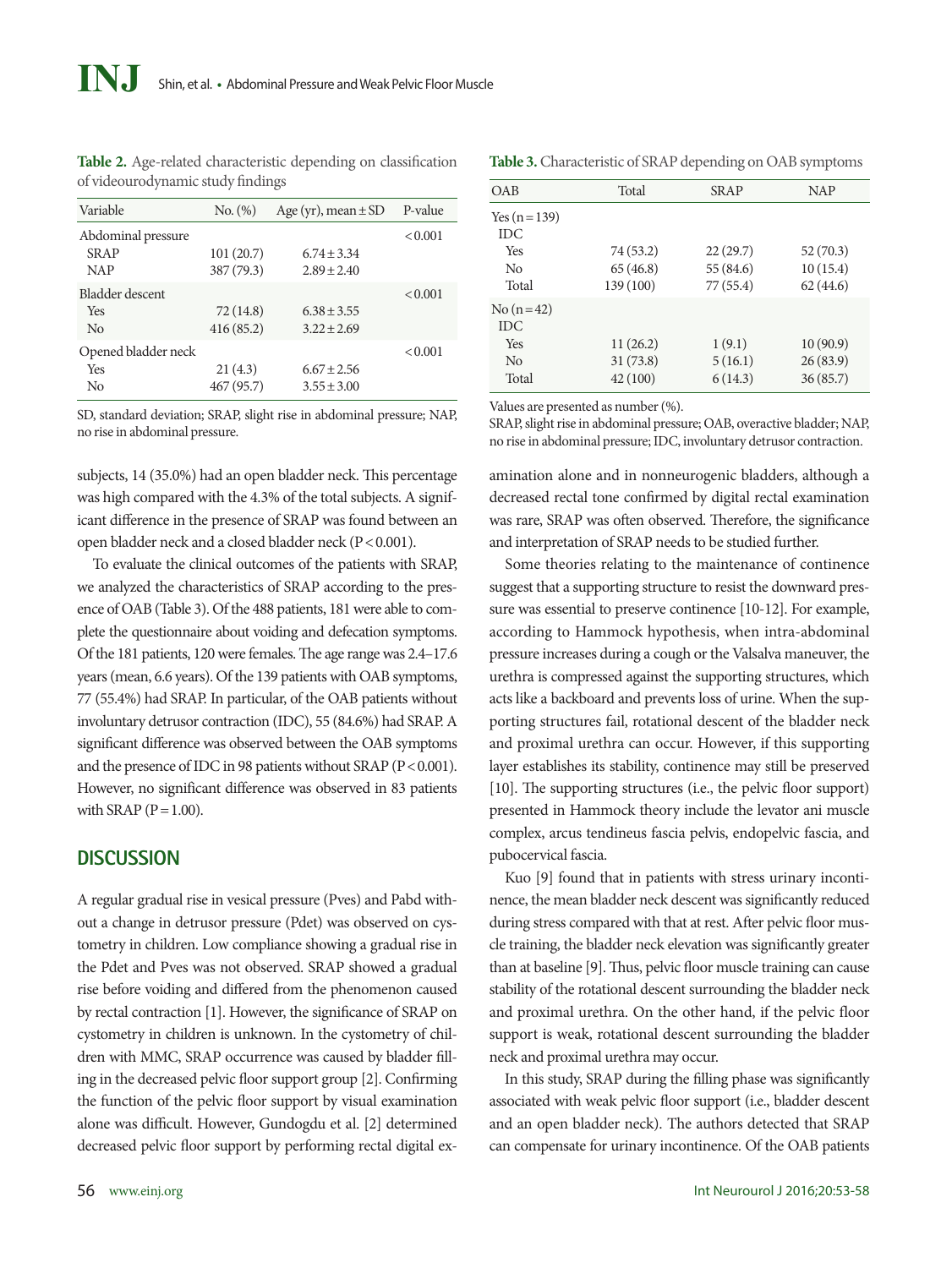**Table 2.** Age-related characteristic depending on classification of videourodynamic study findings

| Variable | No. (%) | Age (yr), mean ± SD | P-value |
|---|---|---|---|
| Abdominal pressure | | | < 0.001 |
| SRAP | 101 (20.7) | 6.74 ± 3.34 | |
| NAP | 387 (79.3) | 2.89 ± 2.40 | |
| Bladder descent | | | < 0.001 |
| Yes | 72 (14.8) | 6.38 ± 3.55 | |
| No | 416 (85.2) | 3.22 ± 2.69 | |
| Opened bladder neck | | | < 0.001 |
| Yes | 21 (4.3) | 6.67 ± 2.56 | |
| No | 467 (95.7) | 3.55 ± 3.00 | |

SD, standard deviation; SRAP, slight rise in abdominal pressure; NAP, no rise in abdominal pressure.

subjects, 14 (35.0%) had an open bladder neck. This percentage was high compared with the 4.3% of the total subjects. A significant difference in the presence of SRAP was found between an open bladder neck and a closed bladder neck (P < 0.001).

To evaluate the clinical outcomes of the patients with SRAP, we analyzed the characteristics of SRAP according to the presence of OAB (Table 3). Of the 488 patients, 181 were able to complete the questionnaire about voiding and defecation symptoms. Of the 181 patients, 120 were females. The age range was 2.4–17.6 years (mean, 6.6 years). Of the 139 patients with OAB symptoms, 77 (55.4%) had SRAP. In particular, of the OAB patients without involuntary detrusor contraction (IDC), 55 (84.6%) had SRAP. A significant difference was observed between the OAB symptoms and the presence of IDC in 98 patients without SRAP (P < 0.001). However, no significant difference was observed in 83 patients with SRAP (P = 1.00).

**Table 3.** Characteristic of SRAP depending on OAB symptoms

| OAB | Total | SRAP | NAP |
|---|---|---|---|
| Yes (n = 139) | | | |
| IDC | | | |
| Yes | 74 (53.2) | 22 (29.7) | 52 (70.3) |
| No | 65 (46.8) | 55 (84.6) | 10 (15.4) |
| Total | 139 (100) | 77 (55.4) | 62 (44.6) |
| No (n = 42) | | | |
| IDC | | | |
| Yes | 11 (26.2) | 1 (9.1) | 10 (90.9) |
| No | 31 (73.8) | 5 (16.1) | 26 (83.9) |
| Total | 42 (100) | 6 (14.3) | 36 (85.7) |

Values are presented as number (%).
SRAP, slight rise in abdominal pressure; OAB, overactive bladder; NAP, no rise in abdominal pressure; IDC, involuntary detrusor contraction.

## DISCUSSION

A regular gradual rise in vesical pressure (Pves) and Pabd without a change in detrusor pressure (Pdet) was observed on cystometry in children. Low compliance showing a gradual rise in the Pdet and Pves was not observed. SRAP showed a gradual rise before voiding and differed from the phenomenon caused by rectal contraction [1]. However, the significance of SRAP on cystometry in children is unknown. In the cystometry of children with MMC, SRAP occurrence was caused by bladder filling in the decreased pelvic floor support group [2]. Confirming the function of the pelvic floor support by visual examination alone was difficult. However, Gundogdu et al. [2] determined decreased pelvic floor support by performing rectal digital examination alone and in nonneurogenic bladders, although a decreased rectal tone confirmed by digital rectal examination was rare, SRAP was often observed. Therefore, the significance and interpretation of SRAP needs to be studied further.

Some theories relating to the maintenance of continence suggest that a supporting structure to resist the downward pressure was essential to preserve continence [10-12]. For example, according to Hammock hypothesis, when intra-abdominal pressure increases during a cough or the Valsalva maneuver, the urethra is compressed against the supporting structures, which acts like a backboard and prevents loss of urine. When the supporting structures fail, rotational descent of the bladder neck and proximal urethra can occur. However, if this supporting layer establishes its stability, continence may still be preserved [10]. The supporting structures (i.e., the pelvic floor support) presented in Hammock theory include the levator ani muscle complex, arcus tendineus fascia pelvis, endopelvic fascia, and pubocervical fascia.

Kuo [9] found that in patients with stress urinary incontinence, the mean bladder neck descent was significantly reduced during stress compared with that at rest. After pelvic floor muscle training, the bladder neck elevation was significantly greater than at baseline [9]. Thus, pelvic floor muscle training can cause stability of the rotational descent surrounding the bladder neck and proximal urethra. On the other hand, if the pelvic floor support is weak, rotational descent surrounding the bladder neck and proximal urethra may occur.

In this study, SRAP during the filling phase was significantly associated with weak pelvic floor support (i.e., bladder descent and an open bladder neck). The authors detected that SRAP can compensate for urinary incontinence. Of the OAB patients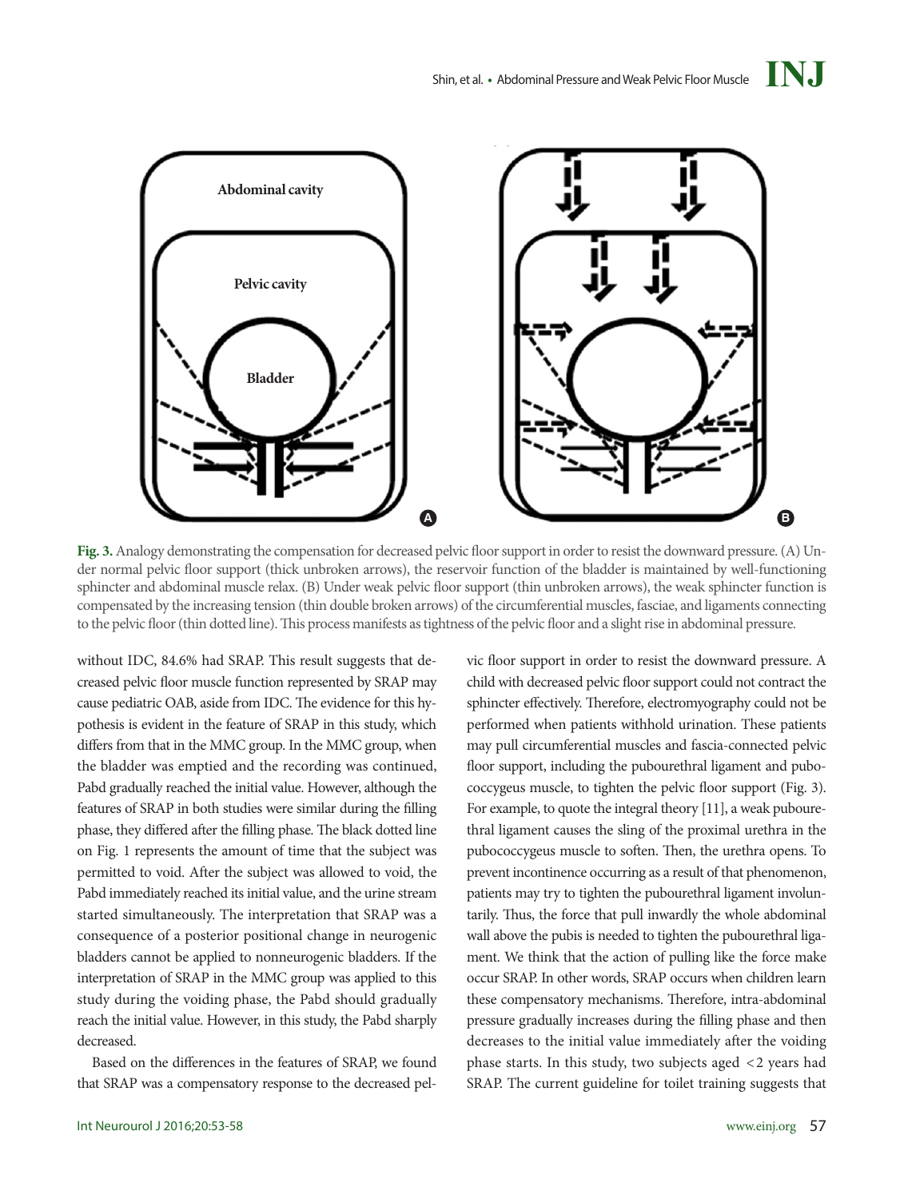**Fig. 3.** Analogy demonstrating the compensation for decreased pelvic floor support in order to resist the downward pressure. (A) Under normal pelvic floor support (thick unbroken arrows), the reservoir function of the bladder is maintained by well-functioning sphincter and abdominal muscle relax. (B) Under weak pelvic floor support (thin unbroken arrows), the weak sphincter function is compensated by the increasing tension (thin double broken arrows) of the circumferential muscles, fasciae, and ligaments connecting to the pelvic floor (thin dotted line). This process manifests as tightness of the pelvic floor and a slight rise in abdominal pressure.

without IDC, 84.6% had SRAP. This result suggests that decreased pelvic floor muscle function represented by SRAP may cause pediatric OAB, aside from IDC. The evidence for this hypothesis is evident in the feature of SRAP in this study, which differs from that in the MMC group. In the MMC group, when the bladder was emptied and the recording was continued, Pabd gradually reached the initial value. However, although the features of SRAP in both studies were similar during the filling phase, they differed after the filling phase. The black dotted line on Fig. 1 represents the amount of time that the subject was permitted to void. After the subject was allowed to void, the Pabd immediately reached its initial value, and the urine stream started simultaneously. The interpretation that SRAP was a consequence of a posterior positional change in neurogenic bladders cannot be applied to nonneurogenic bladders. If the interpretation of SRAP in the MMC group was applied to this study during the voiding phase, the Pabd should gradually reach the initial value. However, in this study, the Pabd sharply decreased.

Based on the differences in the features of SRAP, we found that SRAP was a compensatory response to the decreased pelvic floor support in order to resist the downward pressure. A child with decreased pelvic floor support could not contract the sphincter effectively. Therefore, electromyography could not be performed when patients withhold urination. These patients may pull circumferential muscles and fascia-connected pelvic floor support, including the pubourethral ligament and pubococcygeus muscle, to tighten the pelvic floor support (Fig. 3). For example, to quote the integral theory [11], a weak pubourethral ligament causes the sling of the proximal urethra in the pubococcygeus muscle to soften. Then, the urethra opens. To prevent incontinence occurring as a result of that phenomenon, patients may try to tighten the pubourethral ligament involuntarily. Thus, the force that pull inwardly the whole abdominal wall above the pubis is needed to tighten the pubourethral ligament. We think that the action of pulling like the force make occur SRAP. In other words, SRAP occurs when children learn these compensatory mechanisms. Therefore, intra-abdominal pressure gradually increases during the filling phase and then decreases to the initial value immediately after the voiding phase starts. In this study, two subjects aged <2 years had SRAP. The current guideline for toilet training suggests that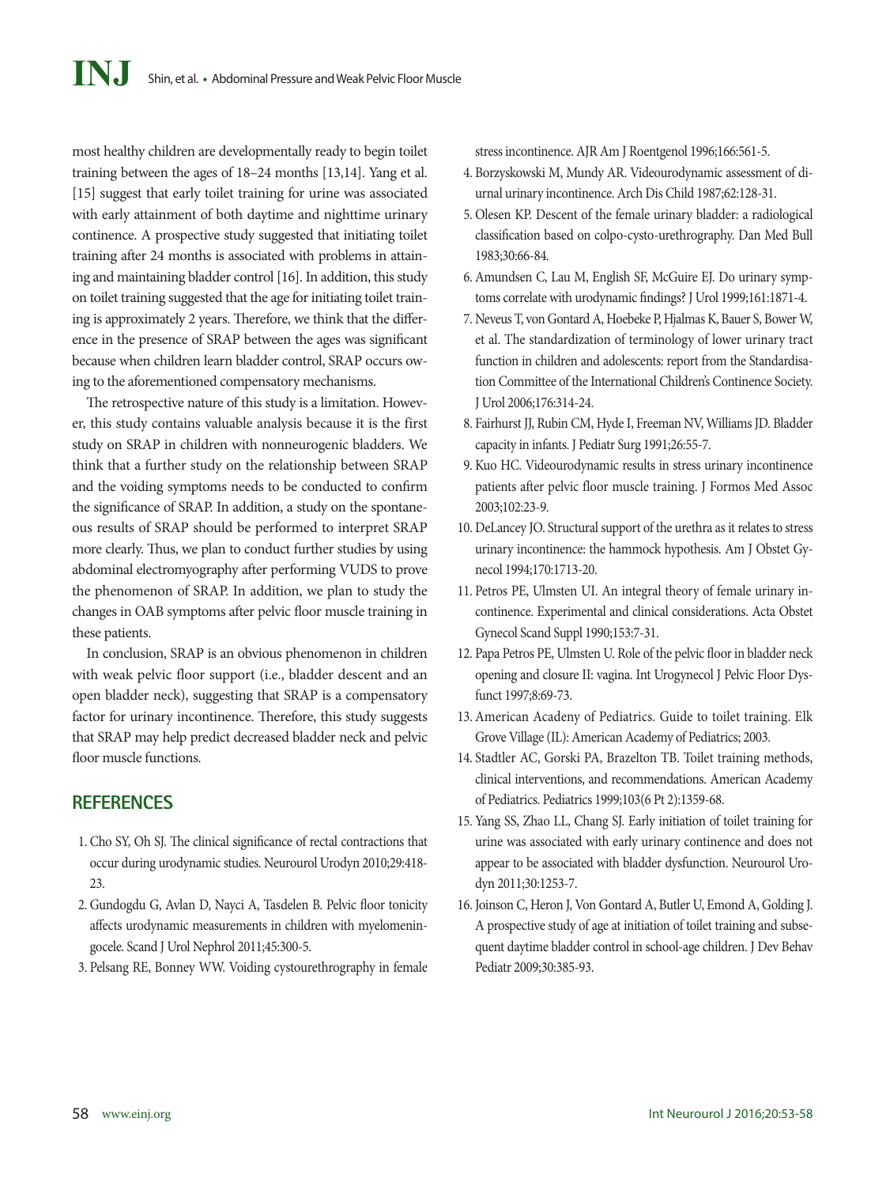most healthy children are developmentally ready to begin toilet training between the ages of 18–24 months [13,14]. Yang et al. [15] suggest that early toilet training for urine was associated with early attainment of both daytime and nighttime urinary continence. A prospective study suggested that initiating toilet training after 24 months is associated with problems in attaining and maintaining bladder control [16]. In addition, this study on toilet training suggested that the age for initiating toilet training is approximately 2 years. Therefore, we think that the difference in the presence of SRAP between the ages was significant because when children learn bladder control, SRAP occurs owing to the aforementioned compensatory mechanisms.

The retrospective nature of this study is a limitation. However, this study contains valuable analysis because it is the first study on SRAP in children with nonneurogenic bladders. We think that a further study on the relationship between SRAP and the voiding symptoms needs to be conducted to confirm the significance of SRAP. In addition, a study on the spontaneous results of SRAP should be performed to interpret SRAP more clearly. Thus, we plan to conduct further studies by using abdominal electromyography after performing VUDS to prove the phenomenon of SRAP. In addition, we plan to study the changes in OAB symptoms after pelvic floor muscle training in these patients.

In conclusion, SRAP is an obvious phenomenon in children with weak pelvic floor support (i.e., bladder descent and an open bladder neck), suggesting that SRAP is a compensatory factor for urinary incontinence. Therefore, this study suggests that SRAP may help predict decreased bladder neck and pelvic floor muscle functions.

## REFERENCES

1. Cho SY, Oh SJ. The clinical significance of rectal contractions that occur during urodynamic studies. Neurourol Urodyn 2010;29:418-23.
2. Gundogdu G, Avlan D, Nayci A, Tasdelen B. Pelvic floor tonicity affects urodynamic measurements in children with myelomeningocele. Scand J Urol Nephrol 2011;45:300-5.
3. Pelsang RE, Bonney WW. Voiding cystourethrography in female stress incontinence. AJR Am J Roentgenol 1996;166:561-5.
4. Borzyskowski M, Mundy AR. Videourodynamic assessment of diurnal urinary incontinence. Arch Dis Child 1987;62:128-31.
5. Olesen KP. Descent of the female urinary bladder: a radiological classification based on colpo-cysto-urethrography. Dan Med Bull 1983;30:66-84.
6. Amundsen C, Lau M, English SF, McGuire EJ. Do urinary symptoms correlate with urodynamic findings? J Urol 1999;161:1871-4.
7. Neveus T, von Gontard A, Hoebeke P, Hjalmas K, Bauer S, Bower W, et al. The standardization of terminology of lower urinary tract function in children and adolescents: report from the Standardisation Committee of the International Children's Continence Society. J Urol 2006;176:314-24.
8. Fairhurst JJ, Rubin CM, Hyde I, Freeman NV, Williams JD. Bladder capacity in infants. J Pediatr Surg 1991;26:55-7.
9. Kuo HC. Videourodynamic results in stress urinary incontinence patients after pelvic floor muscle training. J Formos Med Assoc 2003;102:23-9.
10. DeLancey JO. Structural support of the urethra as it relates to stress urinary incontinence: the hammock hypothesis. Am J Obstet Gynecol 1994;170:1713-20.
11. Petros PE, Ulmsten UI. An integral theory of female urinary incontinence. Experimental and clinical considerations. Acta Obstet Gynecol Scand Suppl 1990;153:7-31.
12. Papa Petros PE, Ulmsten U. Role of the pelvic floor in bladder neck opening and closure II: vagina. Int Urogynecol J Pelvic Floor Dysfunct 1997;8:69-73.
13. American Acadeny of Pediatrics. Guide to toilet training. Elk Grove Village (IL): American Academy of Pediatrics; 2003.
14. Stadtler AC, Gorski PA, Brazelton TB. Toilet training methods, clinical interventions, and recommendations. American Academy of Pediatrics. Pediatrics 1999;103(6 Pt 2):1359-68.
15. Yang SS, Zhao LL, Chang SJ. Early initiation of toilet training for urine was associated with early urinary continence and does not appear to be associated with bladder dysfunction. Neurourol Urodyn 2011;30:1253-7.
16. Joinson C, Heron J, Von Gontard A, Butler U, Emond A, Golding J. A prospective study of age at initiation of toilet training and subsequent daytime bladder control in school-age children. J Dev Behav Pediatr 2009;30:385-93.